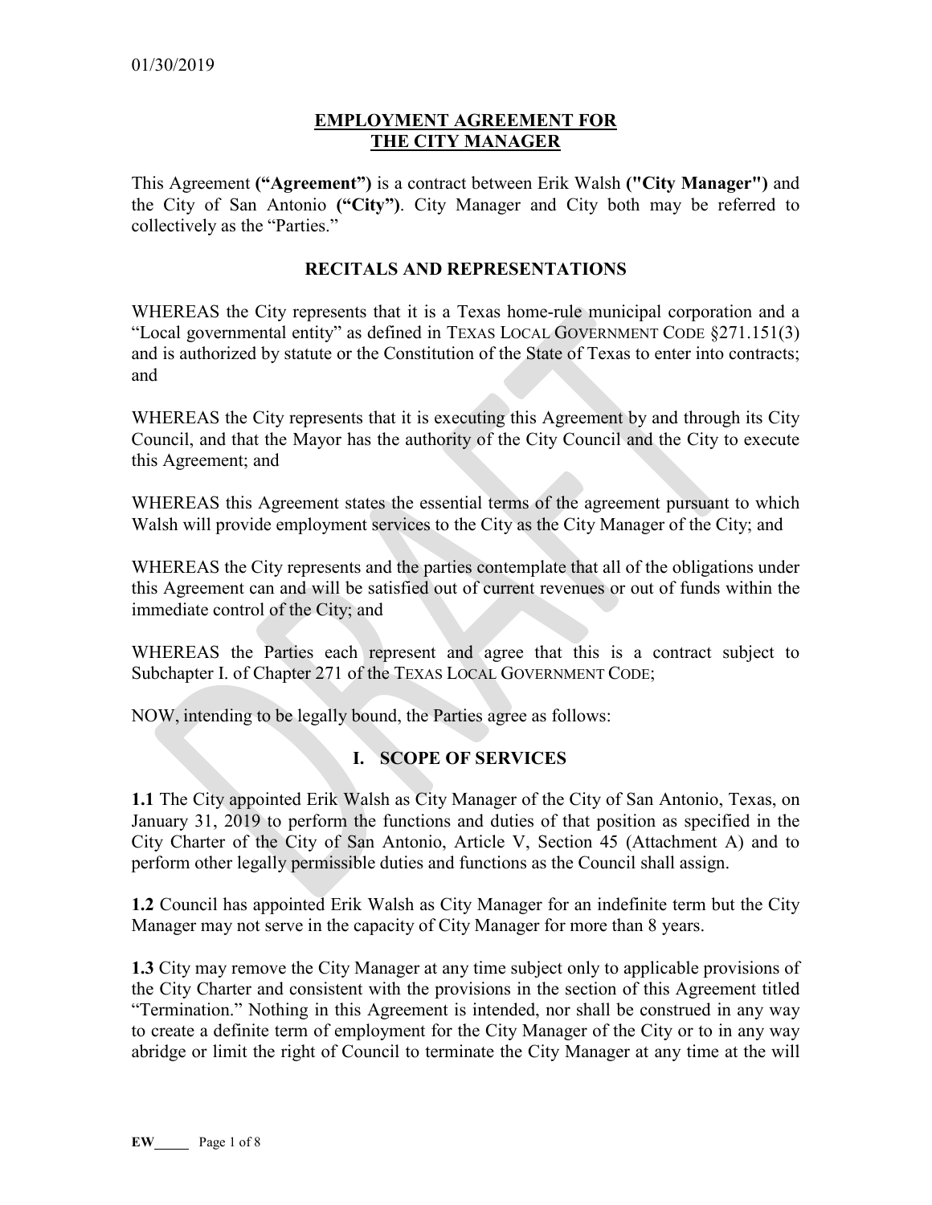01/30/2019

# EMPLOYMENT AGREEMENT FOR THE CITY MANAGER

This Agreement **("Agreement")** is a contract between Erik Walsh **("City Manager")** and the City of San Antonio **("City")**. City Manager and City both may be referred to collectively as the "Parties."

## RECITALS AND REPRESENTATIONS

WHEREAS the City represents that it is a Texas home-rule municipal corporation and a "Local governmental entity" as defined in TEXAS LOCAL GOVERNMENT CODE §271.151(3) and is authorized by statute or the Constitution of the State of Texas to enter into contracts; and

WHEREAS the City represents that it is executing this Agreement by and through its City Council, and that the Mayor has the authority of the City Council and the City to execute this Agreement; and

WHEREAS this Agreement states the essential terms of the agreement pursuant to which Walsh will provide employment services to the City as the City Manager of the City; and

WHEREAS the City represents and the parties contemplate that all of the obligations under this Agreement can and will be satisfied out of current revenues or out of funds within the immediate control of the City; and

WHEREAS the Parties each represent and agree that this is a contract subject to Subchapter I. of Chapter 271 of the TEXAS LOCAL GOVERNMENT CODE;

NOW, intending to be legally bound, the Parties agree as follows:

## I. SCOPE OF SERVICES

**1.1** The City appointed Erik Walsh as City Manager of the City of San Antonio, Texas, on January 31, 2019 to perform the functions and duties of that position as specified in the City Charter of the City of San Antonio, Article V, Section 45 (Attachment A) and to perform other legally permissible duties and functions as the Council shall assign.

**1.2** Council has appointed Erik Walsh as City Manager for an indefinite term but the City Manager may not serve in the capacity of City Manager for more than 8 years.

**1.3** City may remove the City Manager at any time subject only to applicable provisions of the City Charter and consistent with the provisions in the section of this Agreement titled "Termination." Nothing in this Agreement is intended, nor shall be construed in any way to create a definite term of employment for the City Manager of the City or to in any way abridge or limit the right of Council to terminate the City Manager at any time at the will

EW_____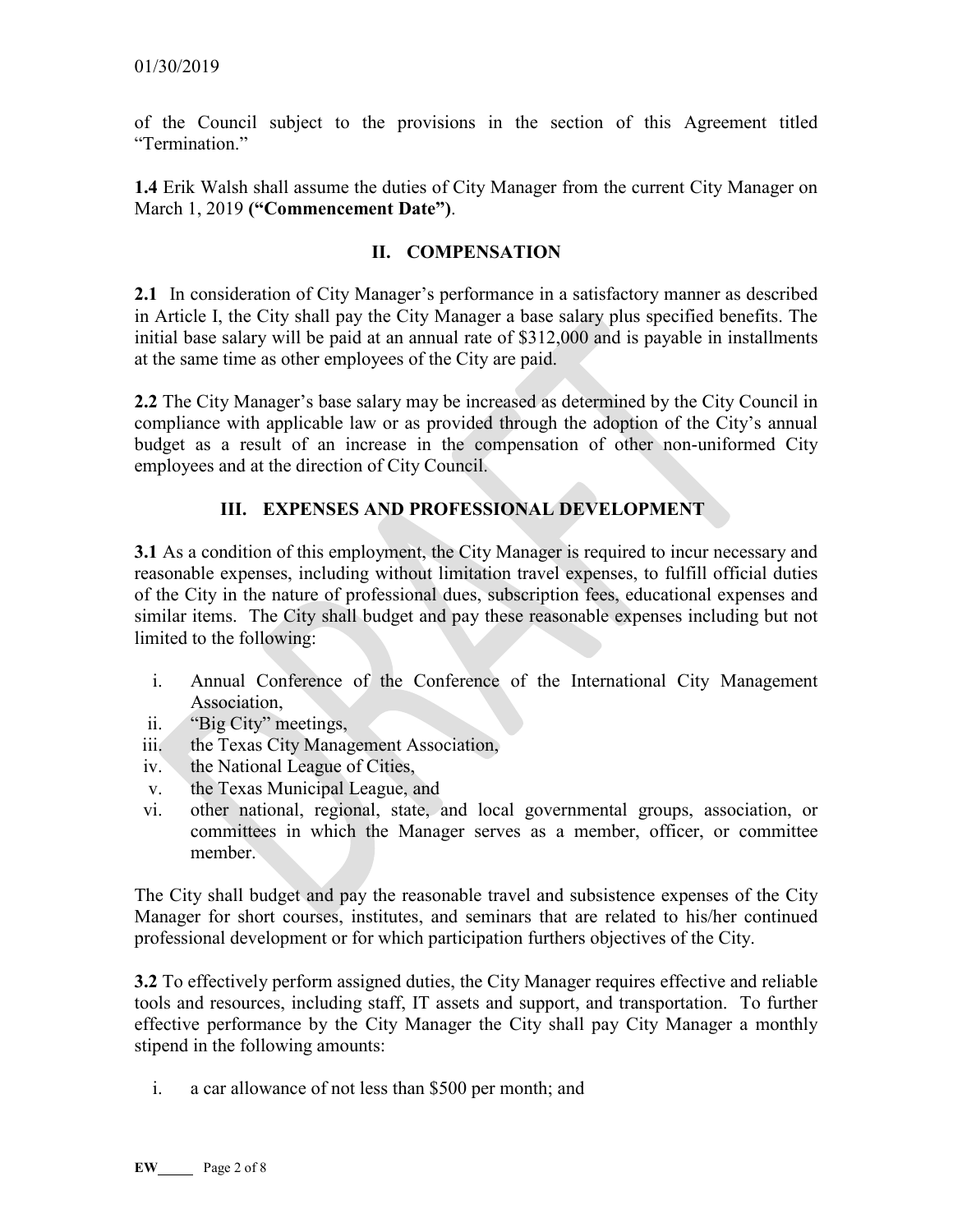of the Council subject to the provisions in the section of this Agreement titled "Termination."

**1.4** Erik Walsh shall assume the duties of City Manager from the current City Manager on March 1, 2019 **("Commencement Date")**.

## II. COMPENSATION

**2.1** In consideration of City Manager's performance in a satisfactory manner as described in Article I, the City shall pay the City Manager a base salary plus specified benefits. The initial base salary will be paid at an annual rate of $312,000 and is payable in installments at the same time as other employees of the City are paid.

**2.2** The City Manager's base salary may be increased as determined by the City Council in compliance with applicable law or as provided through the adoption of the City's annual budget as a result of an increase in the compensation of other non-uniformed City employees and at the direction of City Council.

## III. EXPENSES AND PROFESSIONAL DEVELOPMENT

**3.1** As a condition of this employment, the City Manager is required to incur necessary and reasonable expenses, including without limitation travel expenses, to fulfill official duties of the City in the nature of professional dues, subscription fees, educational expenses and similar items. The City shall budget and pay these reasonable expenses including but not limited to the following:

i. Annual Conference of the Conference of the International City Management Association,
ii. "Big City" meetings,
iii. the Texas City Management Association,
iv. the National League of Cities,
v. the Texas Municipal League, and
vi. other national, regional, state, and local governmental groups, association, or committees in which the Manager serves as a member, officer, or committee member.

The City shall budget and pay the reasonable travel and subsistence expenses of the City Manager for short courses, institutes, and seminars that are related to his/her continued professional development or for which participation furthers objectives of the City.

**3.2** To effectively perform assigned duties, the City Manager requires effective and reliable tools and resources, including staff, IT assets and support, and transportation. To further effective performance by the City Manager the City shall pay City Manager a monthly stipend in the following amounts:

i. a car allowance of not less than $500 per month; and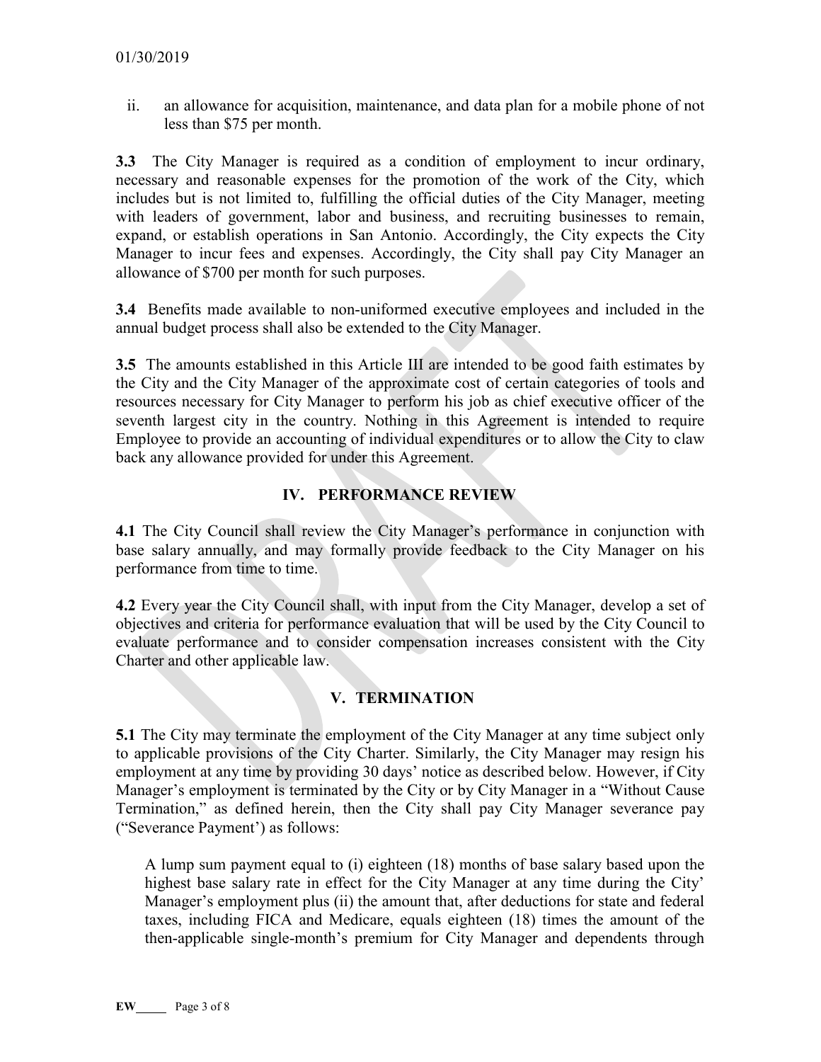ii. an allowance for acquisition, maintenance, and data plan for a mobile phone of not less than $75 per month.

**3.3** The City Manager is required as a condition of employment to incur ordinary, necessary and reasonable expenses for the promotion of the work of the City, which includes but is not limited to, fulfilling the official duties of the City Manager, meeting with leaders of government, labor and business, and recruiting businesses to remain, expand, or establish operations in San Antonio. Accordingly, the City expects the City Manager to incur fees and expenses. Accordingly, the City shall pay City Manager an allowance of $700 per month for such purposes.

**3.4** Benefits made available to non-uniformed executive employees and included in the annual budget process shall also be extended to the City Manager.

**3.5** The amounts established in this Article III are intended to be good faith estimates by the City and the City Manager of the approximate cost of certain categories of tools and resources necessary for City Manager to perform his job as chief executive officer of the seventh largest city in the country. Nothing in this Agreement is intended to require Employee to provide an accounting of individual expenditures or to allow the City to claw back any allowance provided for under this Agreement.

## IV. PERFORMANCE REVIEW

**4.1** The City Council shall review the City Manager's performance in conjunction with base salary annually, and may formally provide feedback to the City Manager on his performance from time to time.

**4.2** Every year the City Council shall, with input from the City Manager, develop a set of objectives and criteria for performance evaluation that will be used by the City Council to evaluate performance and to consider compensation increases consistent with the City Charter and other applicable law.

## V. TERMINATION

**5.1** The City may terminate the employment of the City Manager at any time subject only to applicable provisions of the City Charter. Similarly, the City Manager may resign his employment at any time by providing 30 days' notice as described below. However, if City Manager's employment is terminated by the City or by City Manager in a "Without Cause Termination," as defined herein, then the City shall pay City Manager severance pay ("Severance Payment') as follows:

A lump sum payment equal to (i) eighteen (18) months of base salary based upon the highest base salary rate in effect for the City Manager at any time during the City' Manager's employment plus (ii) the amount that, after deductions for state and federal taxes, including FICA and Medicare, equals eighteen (18) times the amount of the then-applicable single-month's premium for City Manager and dependents through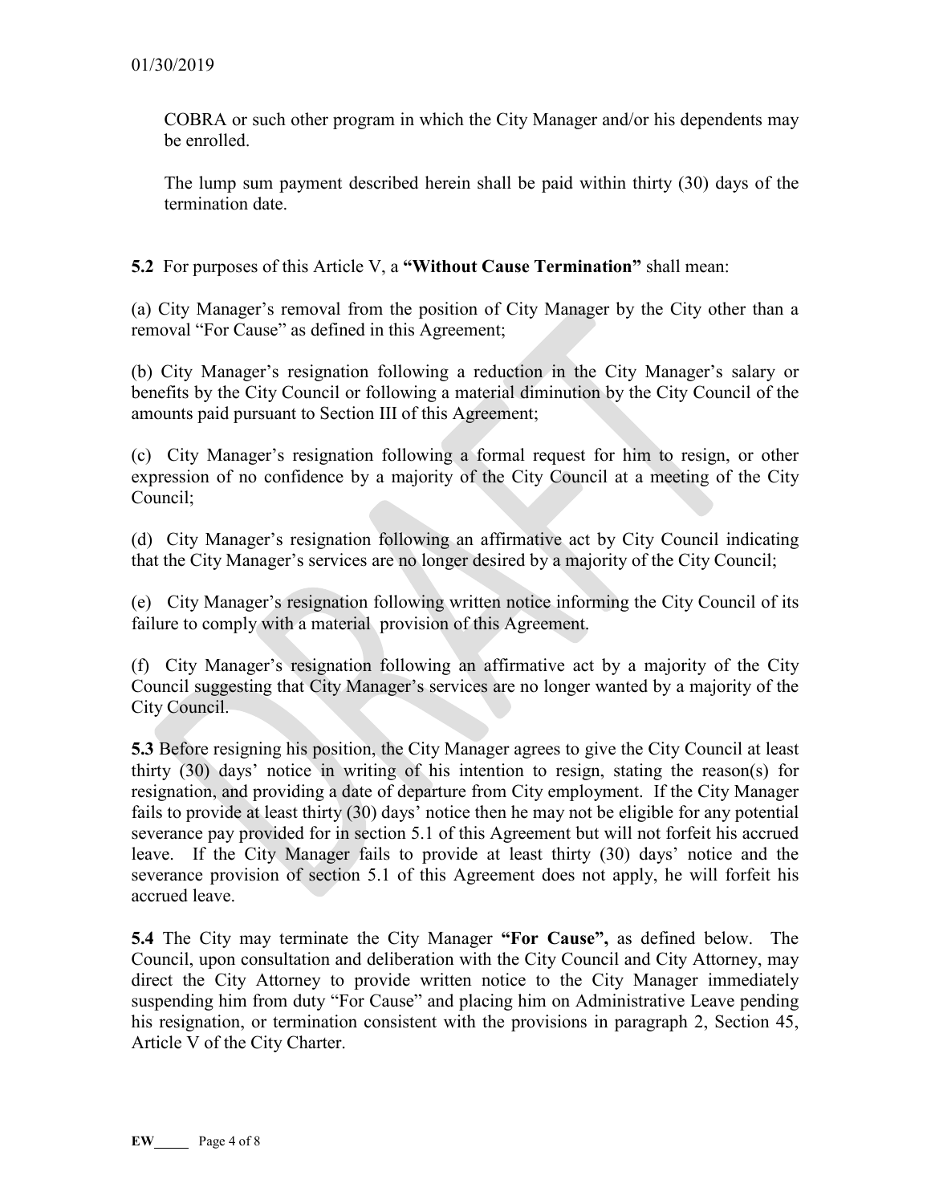COBRA or such other program in which the City Manager and/or his dependents may be enrolled.

The lump sum payment described herein shall be paid within thirty (30) days of the termination date.

**5.2** For purposes of this Article V, a **"Without Cause Termination"** shall mean:

(a) City Manager's removal from the position of City Manager by the City other than a removal "For Cause" as defined in this Agreement;

(b) City Manager's resignation following a reduction in the City Manager's salary or benefits by the City Council or following a material diminution by the City Council of the amounts paid pursuant to Section III of this Agreement;

(c) City Manager's resignation following a formal request for him to resign, or other expression of no confidence by a majority of the City Council at a meeting of the City Council;

(d) City Manager's resignation following an affirmative act by City Council indicating that the City Manager's services are no longer desired by a majority of the City Council;

(e) City Manager's resignation following written notice informing the City Council of its failure to comply with a material provision of this Agreement.

(f) City Manager's resignation following an affirmative act by a majority of the City Council suggesting that City Manager's services are no longer wanted by a majority of the City Council.

**5.3** Before resigning his position, the City Manager agrees to give the City Council at least thirty (30) days' notice in writing of his intention to resign, stating the reason(s) for resignation, and providing a date of departure from City employment. If the City Manager fails to provide at least thirty (30) days' notice then he may not be eligible for any potential severance pay provided for in section 5.1 of this Agreement but will not forfeit his accrued leave. If the City Manager fails to provide at least thirty (30) days' notice and the severance provision of section 5.1 of this Agreement does not apply, he will forfeit his accrued leave.

**5.4** The City may terminate the City Manager **"For Cause",** as defined below. The Council, upon consultation and deliberation with the City Council and City Attorney, may direct the City Attorney to provide written notice to the City Manager immediately suspending him from duty "For Cause" and placing him on Administrative Leave pending his resignation, or termination consistent with the provisions in paragraph 2, Section 45, Article V of the City Charter.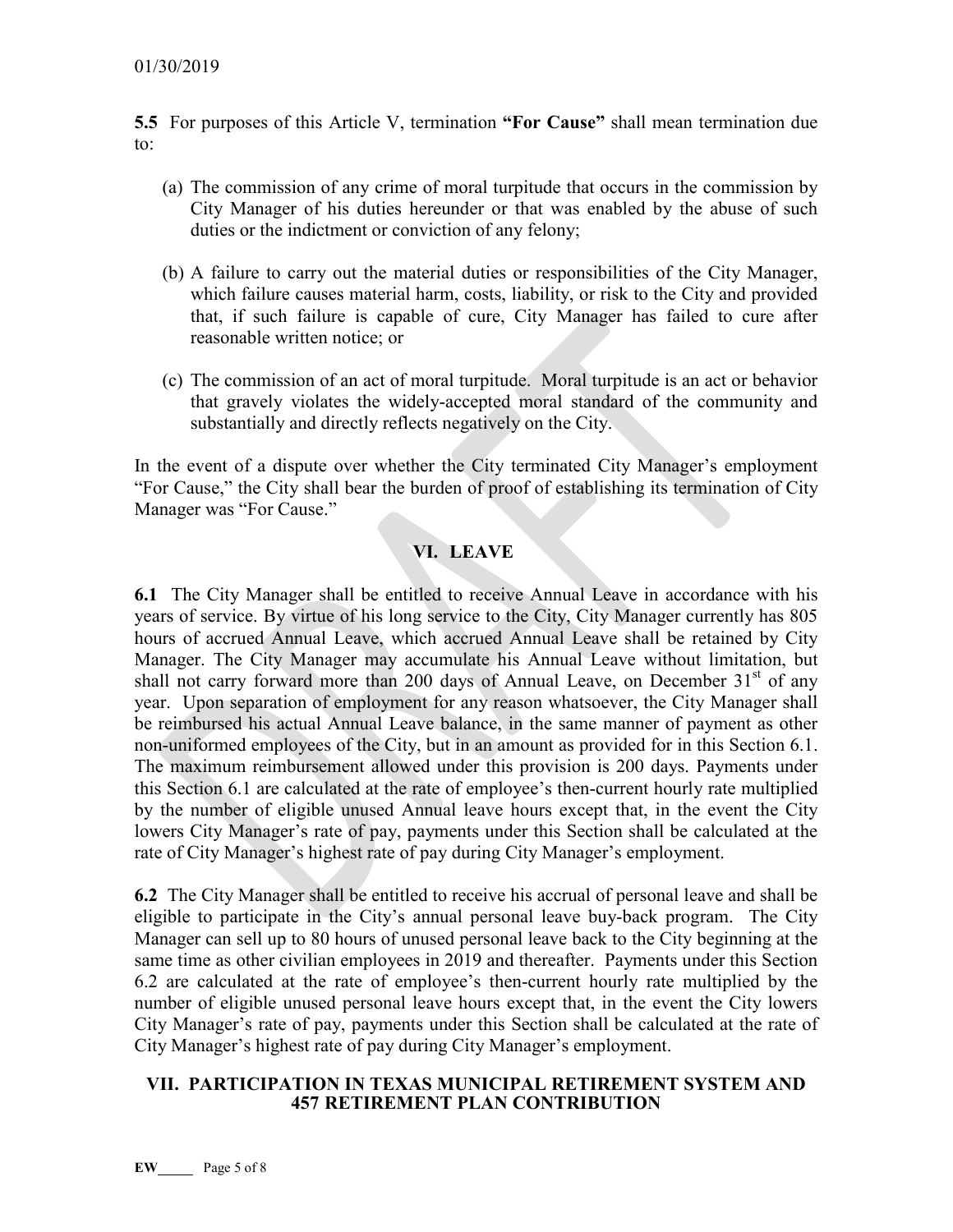**5.5** For purposes of this Article V, termination **"For Cause"** shall mean termination due to:

(a) The commission of any crime of moral turpitude that occurs in the commission by City Manager of his duties hereunder or that was enabled by the abuse of such duties or the indictment or conviction of any felony;

(b) A failure to carry out the material duties or responsibilities of the City Manager, which failure causes material harm, costs, liability, or risk to the City and provided that, if such failure is capable of cure, City Manager has failed to cure after reasonable written notice; or

(c) The commission of an act of moral turpitude. Moral turpitude is an act or behavior that gravely violates the widely-accepted moral standard of the community and substantially and directly reflects negatively on the City.

In the event of a dispute over whether the City terminated City Manager's employment "For Cause," the City shall bear the burden of proof of establishing its termination of City Manager was "For Cause."

## VI. LEAVE

**6.1** The City Manager shall be entitled to receive Annual Leave in accordance with his years of service. By virtue of his long service to the City, City Manager currently has 805 hours of accrued Annual Leave, which accrued Annual Leave shall be retained by City Manager. The City Manager may accumulate his Annual Leave without limitation, but shall not carry forward more than 200 days of Annual Leave, on December 31st of any year. Upon separation of employment for any reason whatsoever, the City Manager shall be reimbursed his actual Annual Leave balance, in the same manner of payment as other non-uniformed employees of the City, but in an amount as provided for in this Section 6.1. The maximum reimbursement allowed under this provision is 200 days. Payments under this Section 6.1 are calculated at the rate of employee's then-current hourly rate multiplied by the number of eligible unused Annual leave hours except that, in the event the City lowers City Manager's rate of pay, payments under this Section shall be calculated at the rate of City Manager's highest rate of pay during City Manager's employment.

**6.2** The City Manager shall be entitled to receive his accrual of personal leave and shall be eligible to participate in the City's annual personal leave buy-back program. The City Manager can sell up to 80 hours of unused personal leave back to the City beginning at the same time as other civilian employees in 2019 and thereafter. Payments under this Section 6.2 are calculated at the rate of employee's then-current hourly rate multiplied by the number of eligible unused personal leave hours except that, in the event the City lowers City Manager's rate of pay, payments under this Section shall be calculated at the rate of City Manager's highest rate of pay during City Manager's employment.

## VII. PARTICIPATION IN TEXAS MUNICIPAL RETIREMENT SYSTEM AND 457 RETIREMENT PLAN CONTRIBUTION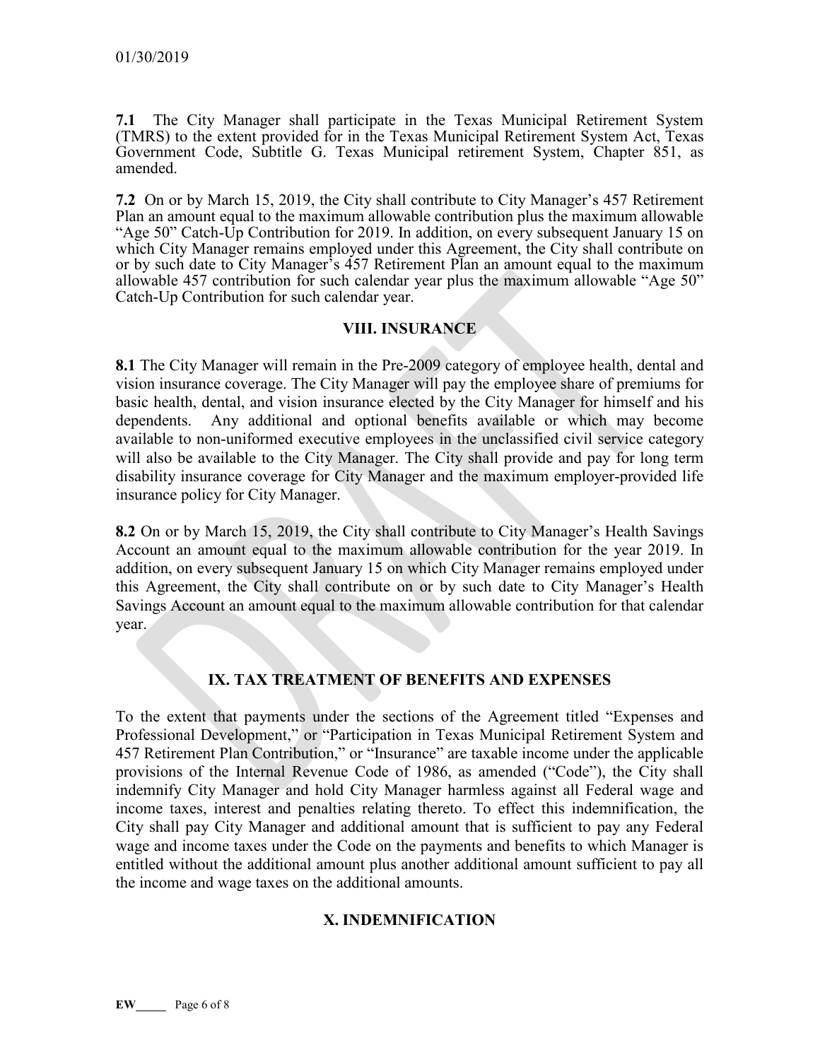01/30/2019

**7.1** The City Manager shall participate in the Texas Municipal Retirement System (TMRS) to the extent provided for in the Texas Municipal Retirement System Act, Texas Government Code, Subtitle G. Texas Municipal retirement System, Chapter 851, as amended.

**7.2** On or by March 15, 2019, the City shall contribute to City Manager's 457 Retirement Plan an amount equal to the maximum allowable contribution plus the maximum allowable "Age 50" Catch-Up Contribution for 2019. In addition, on every subsequent January 15 on which City Manager remains employed under this Agreement, the City shall contribute on or by such date to City Manager's 457 Retirement Plan an amount equal to the maximum allowable 457 contribution for such calendar year plus the maximum allowable "Age 50" Catch-Up Contribution for such calendar year.

## VIII. INSURANCE

**8.1** The City Manager will remain in the Pre-2009 category of employee health, dental and vision insurance coverage. The City Manager will pay the employee share of premiums for basic health, dental, and vision insurance elected by the City Manager for himself and his dependents. Any additional and optional benefits available or which may become available to non-uniformed executive employees in the unclassified civil service category will also be available to the City Manager. The City shall provide and pay for long term disability insurance coverage for City Manager and the maximum employer-provided life insurance policy for City Manager.

**8.2** On or by March 15, 2019, the City shall contribute to City Manager's Health Savings Account an amount equal to the maximum allowable contribution for the year 2019. In addition, on every subsequent January 15 on which City Manager remains employed under this Agreement, the City shall contribute on or by such date to City Manager's Health Savings Account an amount equal to the maximum allowable contribution for that calendar year.

## IX. TAX TREATMENT OF BENEFITS AND EXPENSES

To the extent that payments under the sections of the Agreement titled "Expenses and Professional Development," or "Participation in Texas Municipal Retirement System and 457 Retirement Plan Contribution," or "Insurance" are taxable income under the applicable provisions of the Internal Revenue Code of 1986, as amended ("Code"), the City shall indemnify City Manager and hold City Manager harmless against all Federal wage and income taxes, interest and penalties relating thereto. To effect this indemnification, the City shall pay City Manager and additional amount that is sufficient to pay any Federal wage and income taxes under the Code on the payments and benefits to which Manager is entitled without the additional amount plus another additional amount sufficient to pay all the income and wage taxes on the additional amounts.

## X. INDEMNIFICATION

**EW**\_\_\_\_\_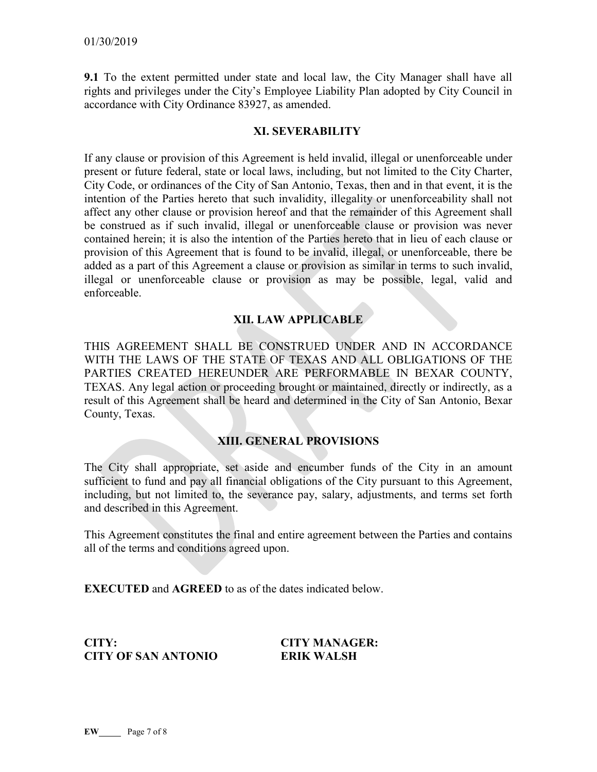**9.1** To the extent permitted under state and local law, the City Manager shall have all rights and privileges under the City's Employee Liability Plan adopted by City Council in accordance with City Ordinance 83927, as amended.

## XI. SEVERABILITY

If any clause or provision of this Agreement is held invalid, illegal or unenforceable under present or future federal, state or local laws, including, but not limited to the City Charter, City Code, or ordinances of the City of San Antonio, Texas, then and in that event, it is the intention of the Parties hereto that such invalidity, illegality or unenforceability shall not affect any other clause or provision hereof and that the remainder of this Agreement shall be construed as if such invalid, illegal or unenforceable clause or provision was never contained herein; it is also the intention of the Parties hereto that in lieu of each clause or provision of this Agreement that is found to be invalid, illegal, or unenforceable, there be added as a part of this Agreement a clause or provision as similar in terms to such invalid, illegal or unenforceable clause or provision as may be possible, legal, valid and enforceable.

## XII. LAW APPLICABLE

THIS AGREEMENT SHALL BE CONSTRUED UNDER AND IN ACCORDANCE WITH THE LAWS OF THE STATE OF TEXAS AND ALL OBLIGATIONS OF THE PARTIES CREATED HEREUNDER ARE PERFORMABLE IN BEXAR COUNTY, TEXAS. Any legal action or proceeding brought or maintained, directly or indirectly, as a result of this Agreement shall be heard and determined in the City of San Antonio, Bexar County, Texas.

## XIII. GENERAL PROVISIONS

The City shall appropriate, set aside and encumber funds of the City in an amount sufficient to fund and pay all financial obligations of the City pursuant to this Agreement, including, but not limited to, the severance pay, salary, adjustments, and terms set forth and described in this Agreement.

This Agreement constitutes the final and entire agreement between the Parties and contains all of the terms and conditions agreed upon.

**EXECUTED** and **AGREED** to as of the dates indicated below.

| **CITY:** | **CITY MANAGER:** |
|---|---|
| **CITY OF SAN ANTONIO** | **ERIK WALSH** |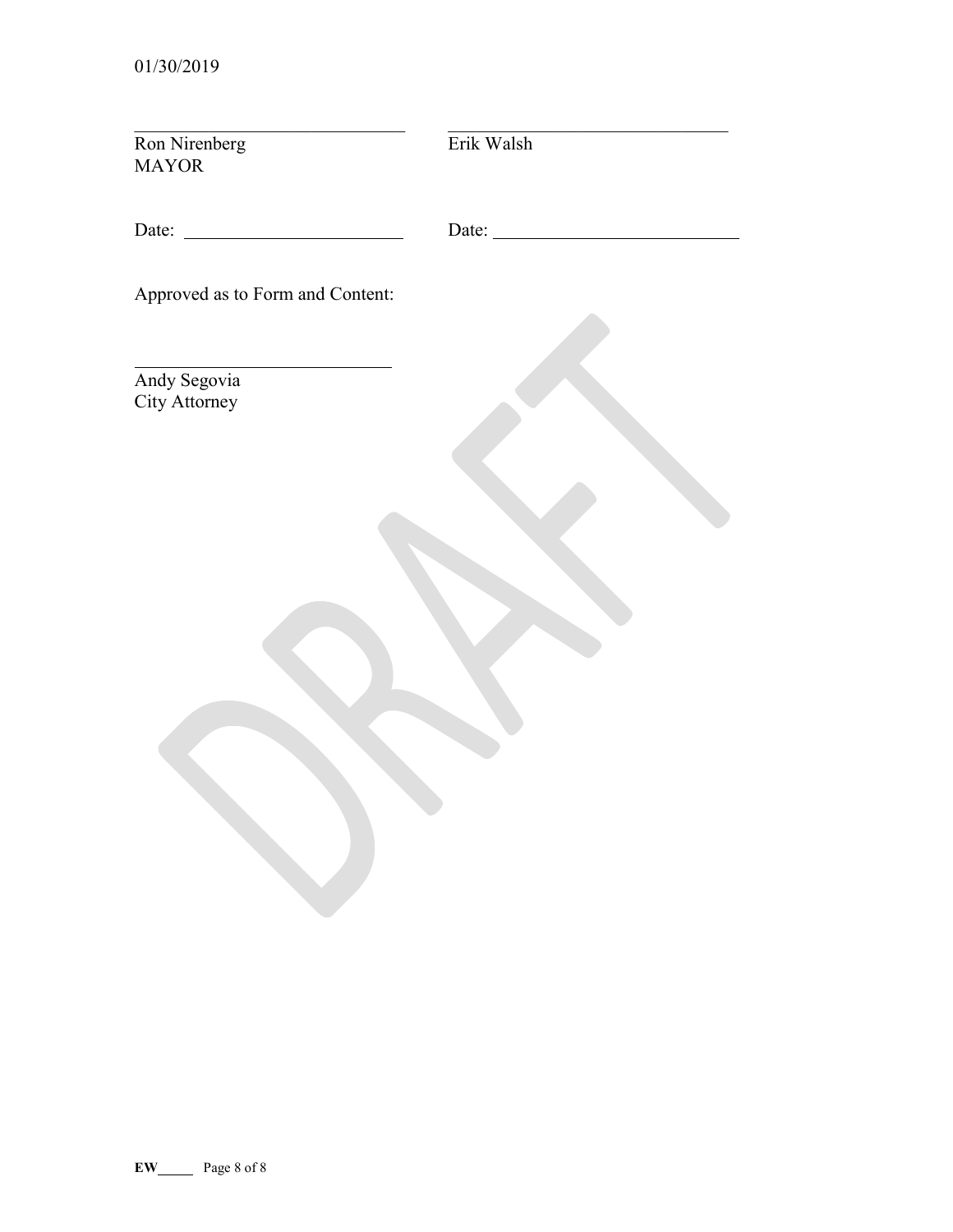\_\_\_\_\_\_\_\_\_\_\_\_\_\_\_\_\_\_\_\_\_\_\_\_\_\_\_\_\_\_
Ron Nirenberg
MAYOR

Date: \_\_\_\_\_\_\_\_\_\_\_\_\_\_\_\_\_\_\_\_\_\_\_\_

\_\_\_\_\_\_\_\_\_\_\_\_\_\_\_\_\_\_\_\_\_\_\_\_\_\_\_\_\_\_
Erik Walsh

Date: \_\_\_\_\_\_\_\_\_\_\_\_\_\_\_\_\_\_\_\_\_\_\_\_

Approved as to Form and Content:

\_\_\_\_\_\_\_\_\_\_\_\_\_\_\_\_\_\_\_\_\_\_\_\_\_\_\_\_
Andy Segovia
City Attorney